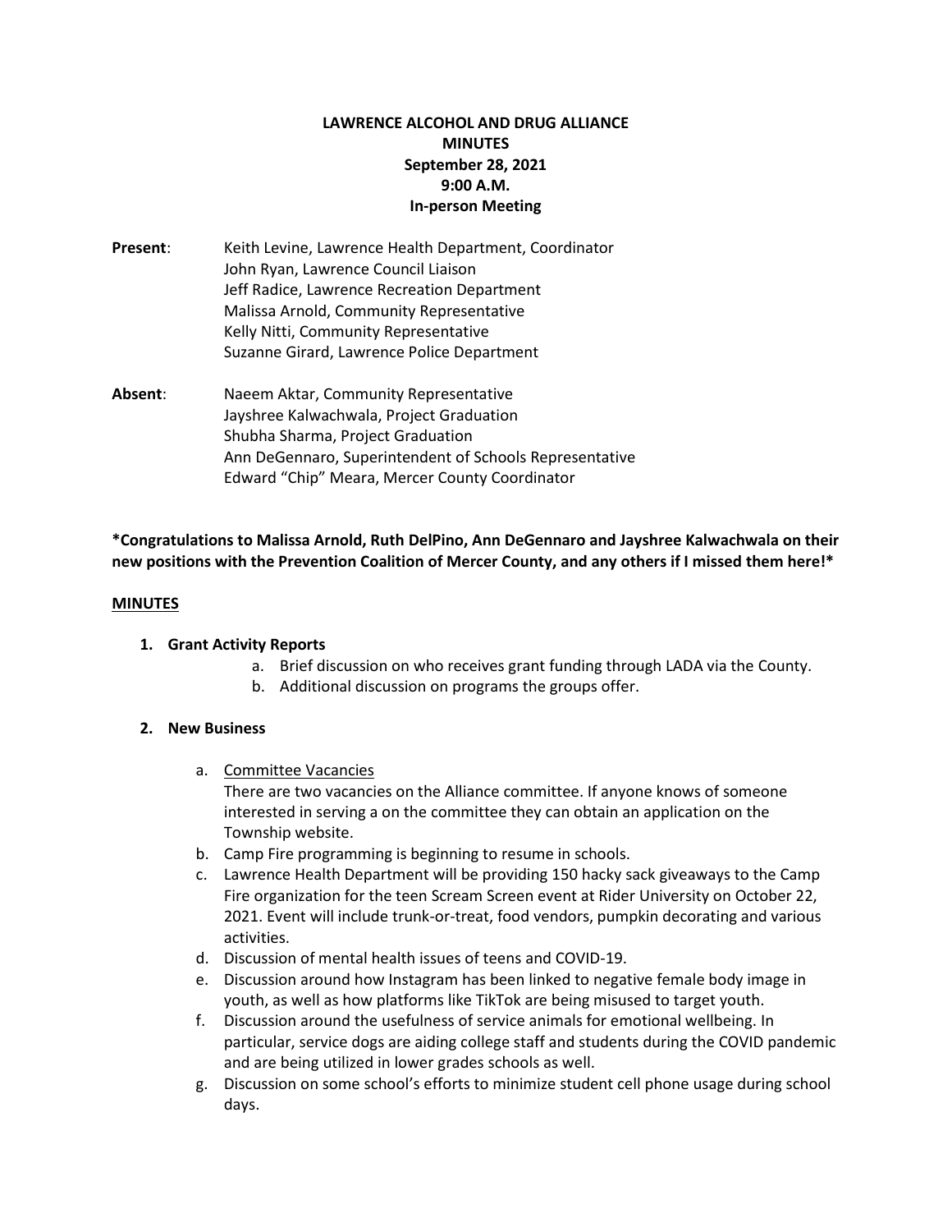**LAWRENCE ALCOHOL AND DRUG ALLIANCE**
**MINUTES**
**September 28, 2021**
**9:00 A.M.**
**In-person Meeting**

**Present**: Keith Levine, Lawrence Health Department, Coordinator
John Ryan, Lawrence Council Liaison
Jeff Radice, Lawrence Recreation Department
Malissa Arnold, Community Representative
Kelly Nitti, Community Representative
Suzanne Girard, Lawrence Police Department

**Absent**: Naeem Aktar, Community Representative
Jayshree Kalwachwala, Project Graduation
Shubha Sharma, Project Graduation
Ann DeGennaro, Superintendent of Schools Representative
Edward "Chip" Meara, Mercer County Coordinator

**\*Congratulations to Malissa Arnold, Ruth DelPino, Ann DeGennaro and Jayshree Kalwachwala on their new positions with the Prevention Coalition of Mercer County, and any others if I missed them here!\***

**<u>MINUTES</u>**

1. **Grant Activity Reports**
   a. Brief discussion on who receives grant funding through LADA via the County.
   b. Additional discussion on programs the groups offer.

2. **New Business**
   a. <u>Committee Vacancies</u>
   There are two vacancies on the Alliance committee. If anyone knows of someone interested in serving a on the committee they can obtain an application on the Township website.
   b. Camp Fire programming is beginning to resume in schools.
   c. Lawrence Health Department will be providing 150 hacky sack giveaways to the Camp Fire organization for the teen Scream Screen event at Rider University on October 22, 2021. Event will include trunk-or-treat, food vendors, pumpkin decorating and various activities.
   d. Discussion of mental health issues of teens and COVID-19.
   e. Discussion around how Instagram has been linked to negative female body image in youth, as well as how platforms like TikTok are being misused to target youth.
   f. Discussion around the usefulness of service animals for emotional wellbeing. In particular, service dogs are aiding college staff and students during the COVID pandemic and are being utilized in lower grades schools as well.
   g. Discussion on some school's efforts to minimize student cell phone usage during school days.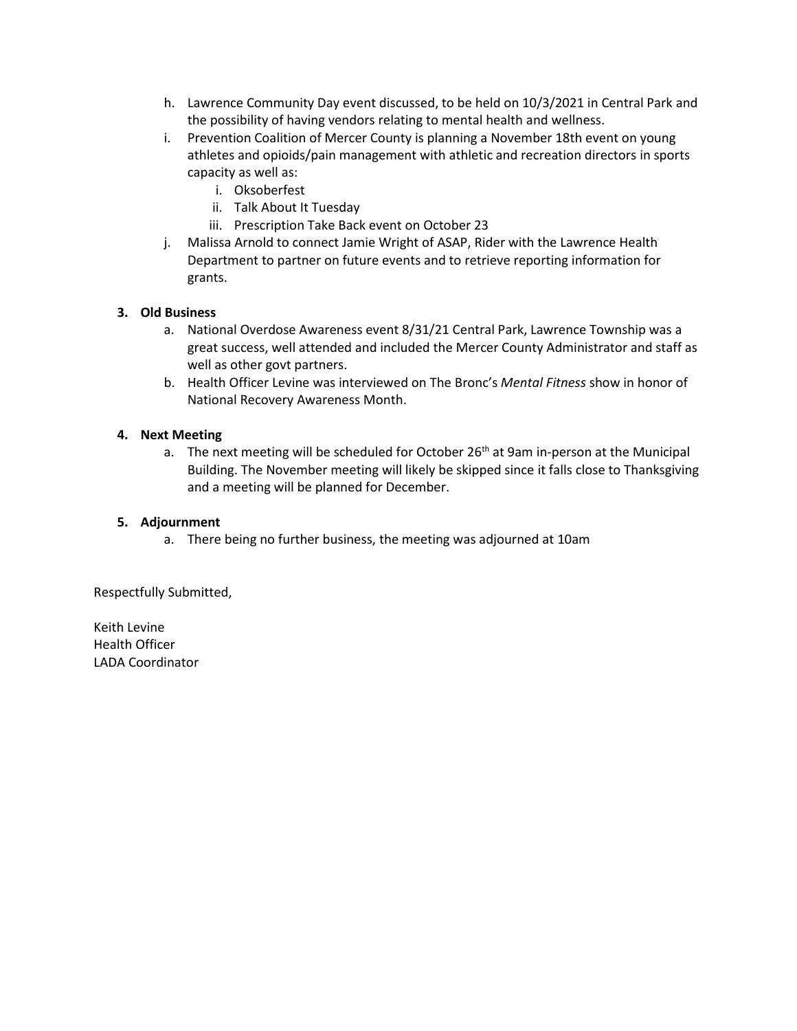h. Lawrence Community Day event discussed, to be held on 10/3/2021 in Central Park and the possibility of having vendors relating to mental health and wellness.
i. Prevention Coalition of Mercer County is planning a November 18th event on young athletes and opioids/pain management with athletic and recreation directors in sports capacity as well as:
   i. Oksoberfest
   ii. Talk About It Tuesday
   iii. Prescription Take Back event on October 23
j. Malissa Arnold to connect Jamie Wright of ASAP, Rider with the Lawrence Health Department to partner on future events and to retrieve reporting information for grants.

**3. Old Business**

a. National Overdose Awareness event 8/31/21 Central Park, Lawrence Township was a great success, well attended and included the Mercer County Administrator and staff as well as other govt partners.
b. Health Officer Levine was interviewed on The Bronc's *Mental Fitness* show in honor of National Recovery Awareness Month.

**4. Next Meeting**

a. The next meeting will be scheduled for October 26th at 9am in-person at the Municipal Building. The November meeting will likely be skipped since it falls close to Thanksgiving and a meeting will be planned for December.

**5. Adjournment**

a. There being no further business, the meeting was adjourned at 10am

Respectfully Submitted,

Keith Levine
Health Officer
LADA Coordinator